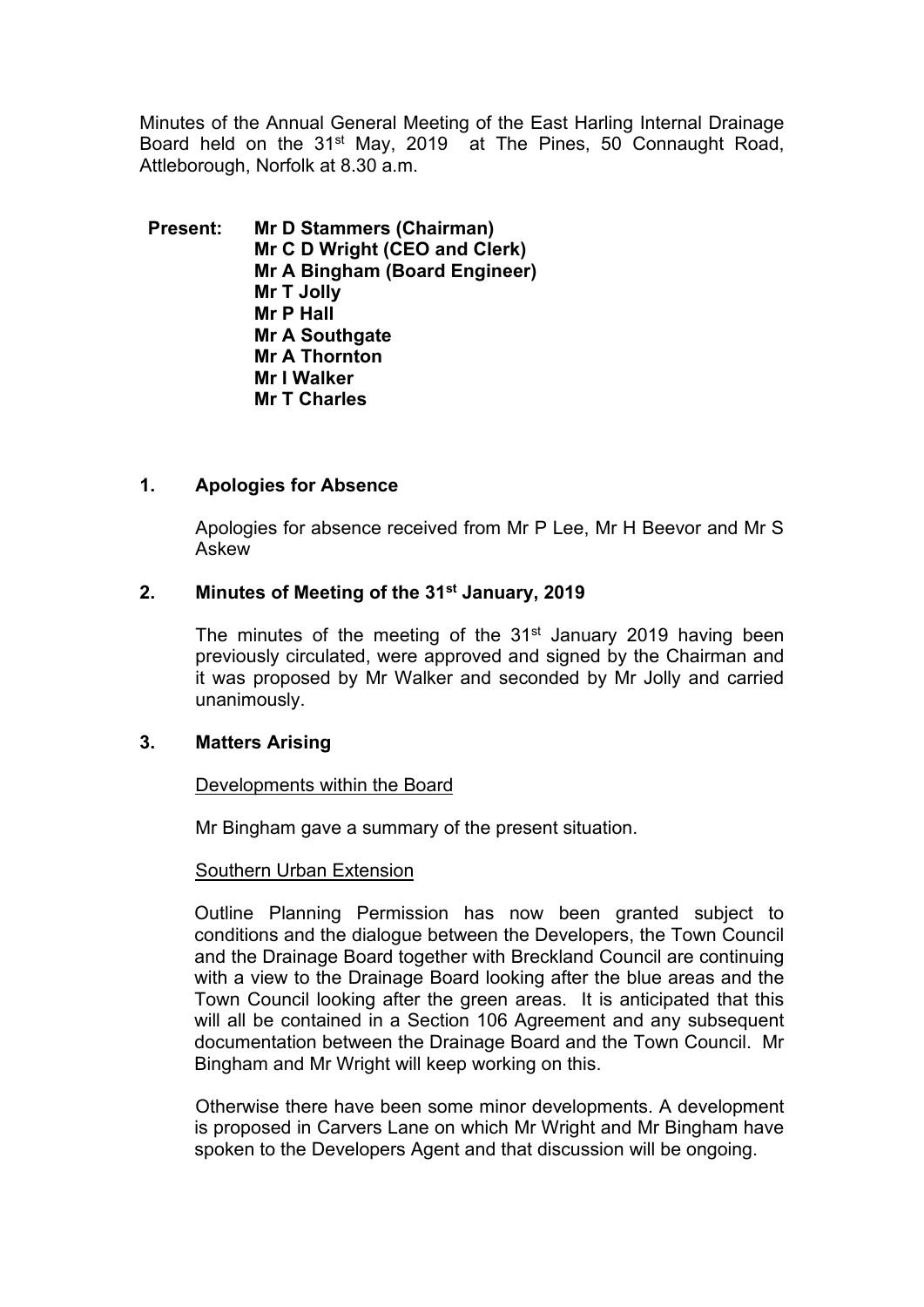Minutes of the Annual General Meeting of the East Harling Internal Drainage Board held on the 31st May, 2019 at The Pines, 50 Connaught Road, Attleborough, Norfolk at 8.30 a.m.

**Present:** **Mr D Stammers (Chairman)**
**Mr C D Wright (CEO and Clerk)**
**Mr A Bingham (Board Engineer)**
**Mr T Jolly**
**Mr P Hall**
**Mr A Southgate**
**Mr A Thornton**
**Mr I Walker**
**Mr T Charles**

## 1. Apologies for Absence

Apologies for absence received from Mr P Lee, Mr H Beevor and Mr S Askew

## 2. Minutes of Meeting of the 31st January, 2019

The minutes of the meeting of the 31st January 2019 having been previously circulated, were approved and signed by the Chairman and it was proposed by Mr Walker and seconded by Mr Jolly and carried unanimously.

## 3. Matters Arising

Developments within the Board

Mr Bingham gave a summary of the present situation.

Southern Urban Extension

Outline Planning Permission has now been granted subject to conditions and the dialogue between the Developers, the Town Council and the Drainage Board together with Breckland Council are continuing with a view to the Drainage Board looking after the blue areas and the Town Council looking after the green areas. It is anticipated that this will all be contained in a Section 106 Agreement and any subsequent documentation between the Drainage Board and the Town Council. Mr Bingham and Mr Wright will keep working on this.

Otherwise there have been some minor developments. A development is proposed in Carvers Lane on which Mr Wright and Mr Bingham have spoken to the Developers Agent and that discussion will be ongoing.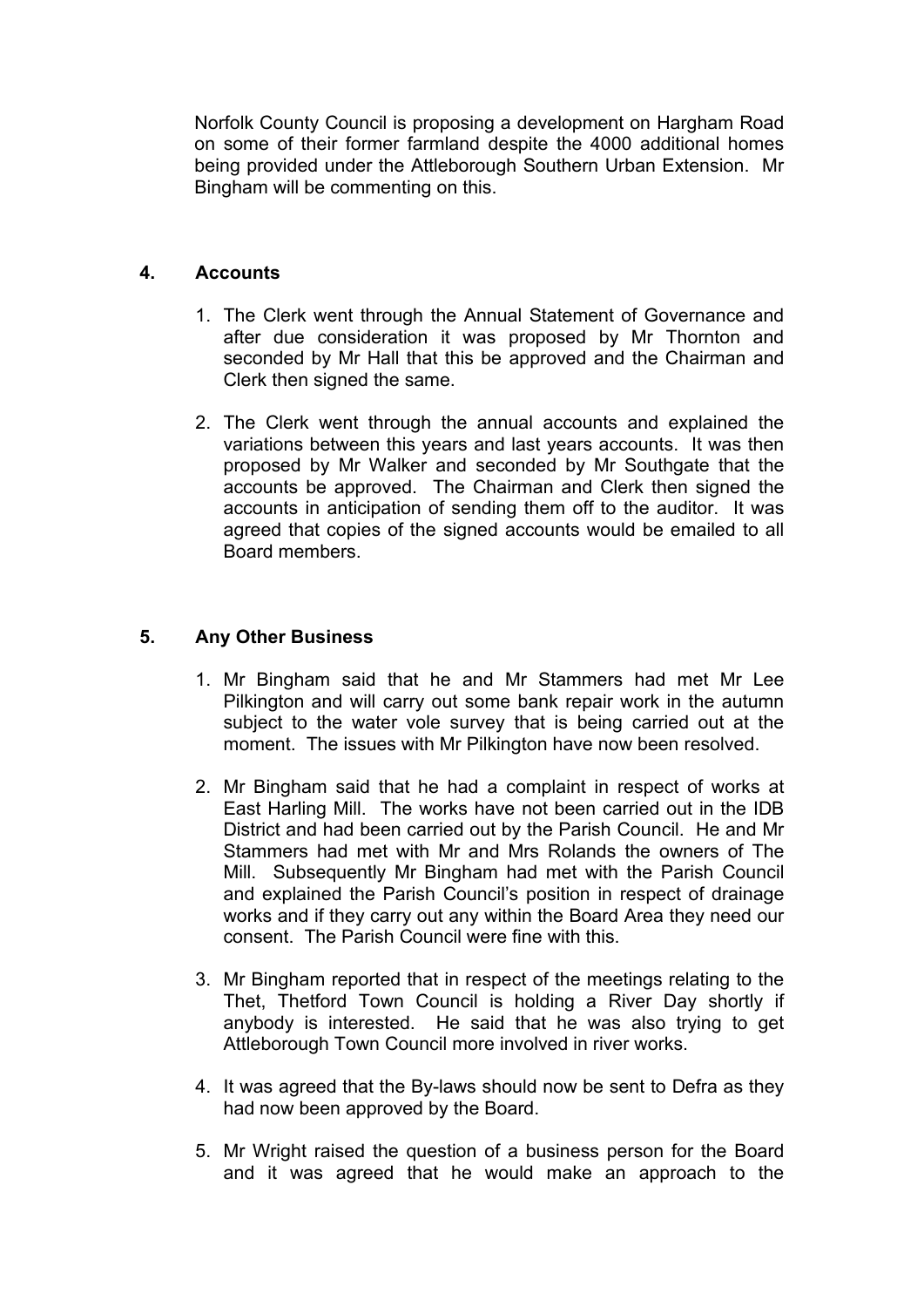Norfolk County Council is proposing a development on Hargham Road on some of their former farmland despite the 4000 additional homes being provided under the Attleborough Southern Urban Extension. Mr Bingham will be commenting on this.

## 4. Accounts

1. The Clerk went through the Annual Statement of Governance and after due consideration it was proposed by Mr Thornton and seconded by Mr Hall that this be approved and the Chairman and Clerk then signed the same.

2. The Clerk went through the annual accounts and explained the variations between this years and last years accounts. It was then proposed by Mr Walker and seconded by Mr Southgate that the accounts be approved. The Chairman and Clerk then signed the accounts in anticipation of sending them off to the auditor. It was agreed that copies of the signed accounts would be emailed to all Board members.

## 5. Any Other Business

1. Mr Bingham said that he and Mr Stammers had met Mr Lee Pilkington and will carry out some bank repair work in the autumn subject to the water vole survey that is being carried out at the moment. The issues with Mr Pilkington have now been resolved.

2. Mr Bingham said that he had a complaint in respect of works at East Harling Mill. The works have not been carried out in the IDB District and had been carried out by the Parish Council. He and Mr Stammers had met with Mr and Mrs Rolands the owners of The Mill. Subsequently Mr Bingham had met with the Parish Council and explained the Parish Council's position in respect of drainage works and if they carry out any within the Board Area they need our consent. The Parish Council were fine with this.

3. Mr Bingham reported that in respect of the meetings relating to the Thet, Thetford Town Council is holding a River Day shortly if anybody is interested. He said that he was also trying to get Attleborough Town Council more involved in river works.

4. It was agreed that the By-laws should now be sent to Defra as they had now been approved by the Board.

5. Mr Wright raised the question of a business person for the Board and it was agreed that he would make an approach to the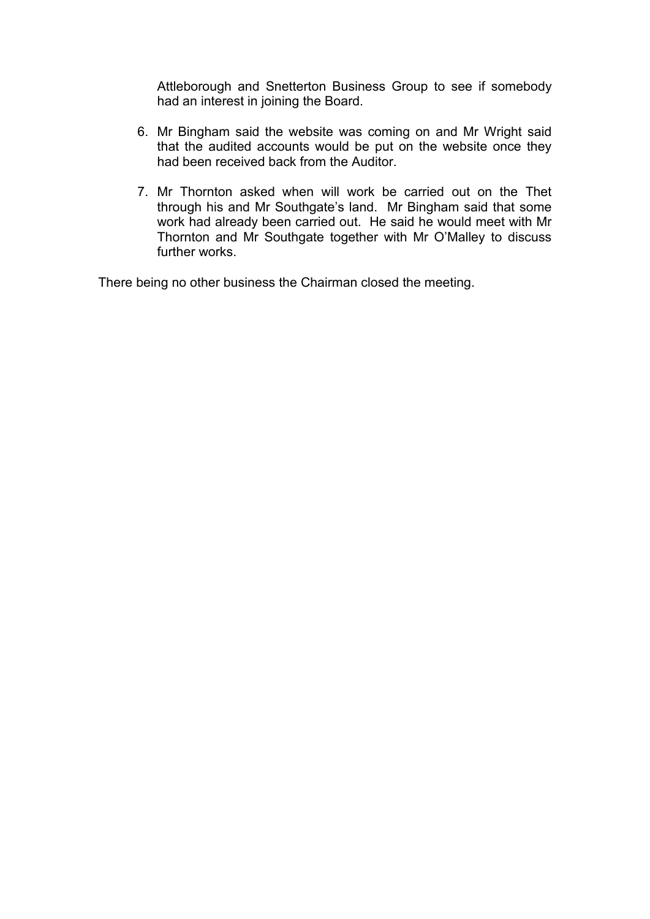Attleborough and Snetterton Business Group to see if somebody had an interest in joining the Board.

6. Mr Bingham said the website was coming on and Mr Wright said that the audited accounts would be put on the website once they had been received back from the Auditor.

7. Mr Thornton asked when will work be carried out on the Thet through his and Mr Southgate's land. Mr Bingham said that some work had already been carried out. He said he would meet with Mr Thornton and Mr Southgate together with Mr O'Malley to discuss further works.

There being no other business the Chairman closed the meeting.